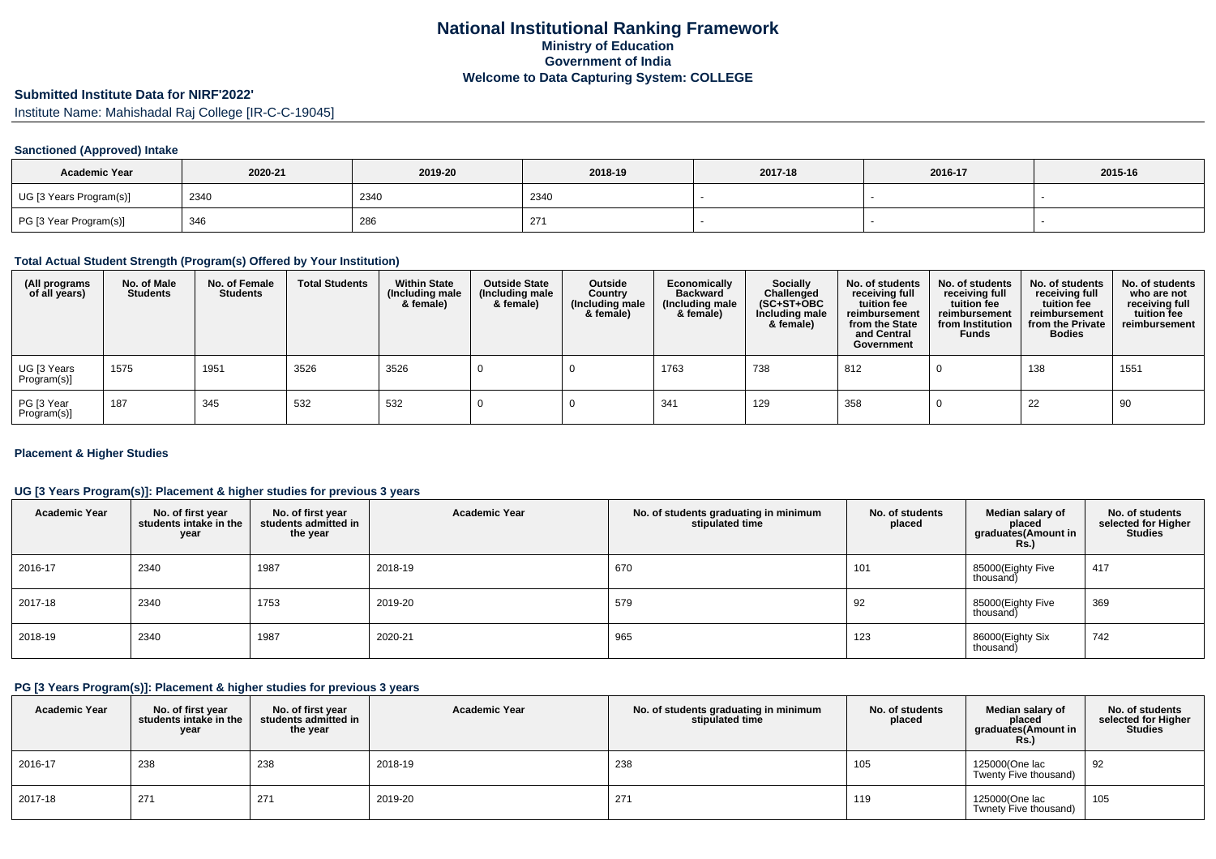# National Institutional Ranking Framework
## Ministry of Education
## Government of India
## Welcome to Data Capturing System: COLLEGE

### Submitted Institute Data for NIRF'2022'

Institute Name: Mahishadal Raj College [IR-C-C-19045]

#### Sanctioned (Approved) Intake

| Academic Year | 2020-21 | 2019-20 | 2018-19 | 2017-18 | 2016-17 | 2015-16 |
|---|---|---|---|---|---|---|
| UG [3 Years Program(s)] | 2340 | 2340 | 2340 | - | - | - |
| PG [3 Year Program(s)] | 346 | 286 | 271 | - | - | - |

#### Total Actual Student Strength (Program(s) Offered by Your Institution)

| (All programs of all years) | No. of Male Students | No. of Female Students | Total Students | Within State (Including male & female) | Outside State (Including male & female) | Outside Country (Including male & female) | Economically Backward (Including male & female) | Socially Challenged (SC+ST+OBC Including male & female) | No. of students receiving full tuition fee reimbursement from the State and Central Government | No. of students receiving full tuition fee reimbursement from Institution Funds | No. of students receiving full tuition fee reimbursement from the Private Bodies | No. of students who are not receiving full tuition fee reimbursement |
|---|---|---|---|---|---|---|---|---|---|---|---|---|
| UG [3 Years Program(s)] | 1575 | 1951 | 3526 | 3526 | 0 | 0 | 1763 | 738 | 812 | 0 | 138 | 1551 |
| PG [3 Year Program(s)] | 187 | 345 | 532 | 532 | 0 | 0 | 341 | 129 | 358 | 0 | 22 | 90 |

#### Placement & Higher Studies

#### UG [3 Years Program(s)]: Placement & higher studies for previous 3 years

| Academic Year | No. of first year students intake in the year | No. of first year students admitted in the year | Academic Year | No. of students graduating in minimum stipulated time | No. of students placed | Median salary of placed graduates(Amount in Rs.) | No. of students selected for Higher Studies |
|---|---|---|---|---|---|---|---|
| 2016-17 | 2340 | 1987 | 2018-19 | 670 | 101 | 85000(Eighty Five thousand) | 417 |
| 2017-18 | 2340 | 1753 | 2019-20 | 579 | 92 | 85000(Eighty Five thousand) | 369 |
| 2018-19 | 2340 | 1987 | 2020-21 | 965 | 123 | 86000(Eighty Six thousand) | 742 |

#### PG [3 Years Program(s)]: Placement & higher studies for previous 3 years

| Academic Year | No. of first year students intake in the year | No. of first year students admitted in the year | Academic Year | No. of students graduating in minimum stipulated time | No. of students placed | Median salary of placed graduates(Amount in Rs.) | No. of students selected for Higher Studies |
|---|---|---|---|---|---|---|---|
| 2016-17 | 238 | 238 | 2018-19 | 238 | 105 | 125000(One lac Twenty Five thousand) | 92 |
| 2017-18 | 271 | 271 | 2019-20 | 271 | 119 | 125000(One lac Twnety Five thousand) | 105 |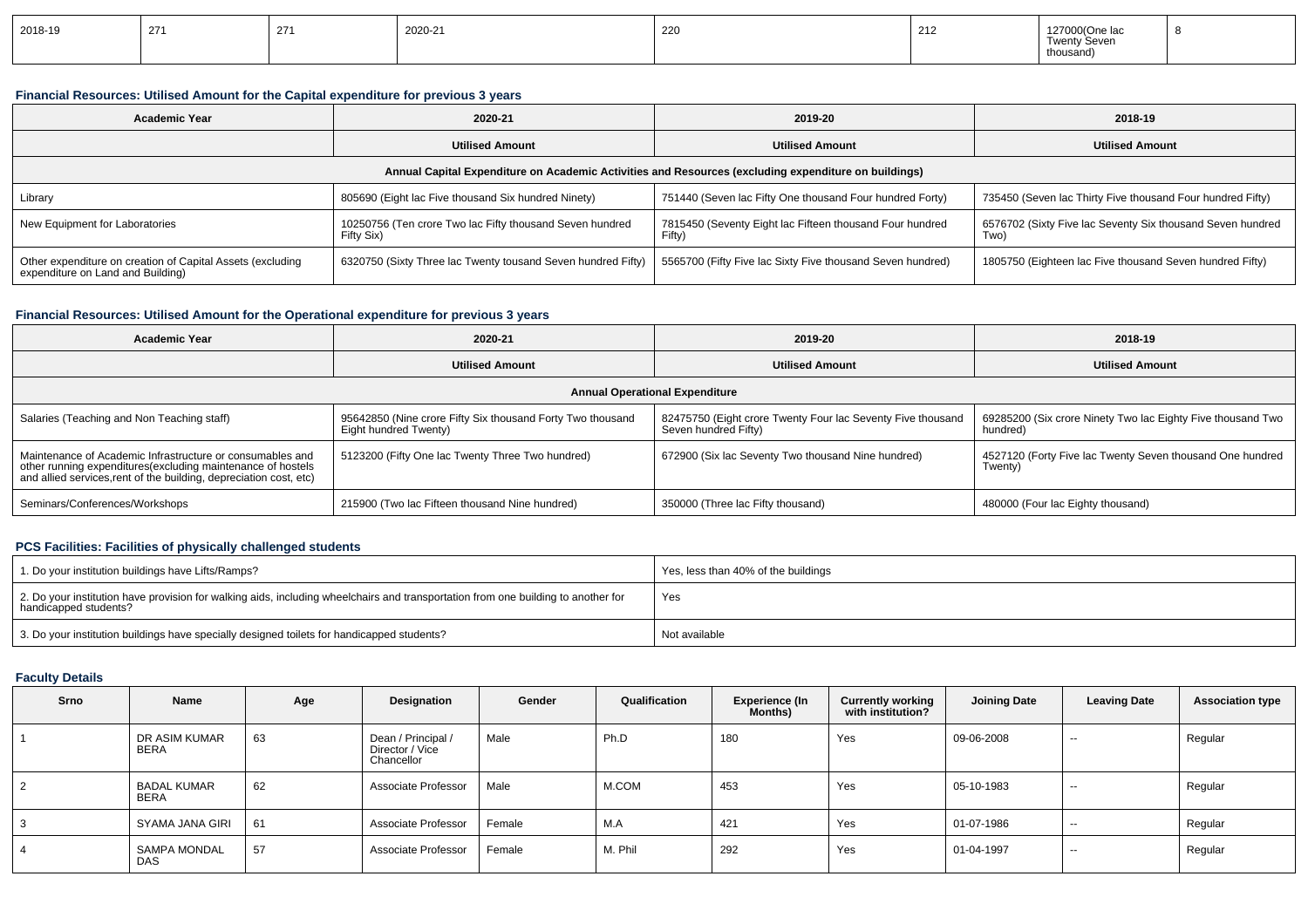| 2018-19 | 271 | 271 | 2020-21 | 220 | 212 | 127000(One lac Twenty Seven thousand) | 8 |
|---|---|---|---|---|---|---|---|

### Financial Resources: Utilised Amount for the Capital expenditure for previous 3 years

| Academic Year | 2020-21 | 2019-20 | 2018-19 |
|---|---|---|---|
| | Utilised Amount | Utilised Amount | Utilised Amount |
| Annual Capital Expenditure on Academic Activities and Resources (excluding expenditure on buildings) | | | |
| Library | 805690 (Eight lac Five thousand Six hundred Ninety) | 751440 (Seven lac Fifty One thousand Four hundred Forty) | 735450 (Seven lac Thirty Five thousand Four hundred Fifty) |
| New Equipment for Laboratories | 10250756 (Ten crore Two lac Fifty thousand Seven hundred Fifty Six) | 7815450 (Seventy Eight lac Fifteen thousand Four hundred Fifty) | 6576702 (Sixty Five lac Seventy Six thousand Seven hundred Two) |
| Other expenditure on creation of Capital Assets (excluding expenditure on Land and Building) | 6320750 (Sixty Three lac Twenty tousand Seven hundred Fifty) | 5565700 (Fifty Five lac Sixty Five thousand Seven hundred) | 1805750 (Eighteen lac Five thousand Seven hundred Fifty) |

### Financial Resources: Utilised Amount for the Operational expenditure for previous 3 years

| Academic Year | 2020-21 | 2019-20 | 2018-19 |
|---|---|---|---|
| | Utilised Amount | Utilised Amount | Utilised Amount |
| Annual Operational Expenditure | | | |
| Salaries (Teaching and Non Teaching staff) | 95642850 (Nine crore Fifty Six thousand Forty Two thousand Eight hundred Twenty) | 82475750 (Eight crore Twenty Four lac Seventy Five thousand Seven hundred Fifty) | 69285200 (Six crore Ninety Two lac Eighty Five thousand Two hundred) |
| Maintenance of Academic Infrastructure or consumables and other running expenditures(excluding maintenance of hostels and allied services,rent of the building, depreciation cost, etc) | 5123200 (Fifty One lac Twenty Three Two hundred) | 672900 (Six lac Seventy Two thousand Nine hundred) | 4527120 (Forty Five lac Twenty Seven thousand One hundred Twenty) |
| Seminars/Conferences/Workshops | 215900 (Two lac Fifteen thousand Nine hundred) | 350000 (Three lac Fifty thousand) | 480000 (Four lac Eighty thousand) |

### PCS Facilities: Facilities of physically challenged students

| | |
|---|---|
| 1. Do your institution buildings have Lifts/Ramps? | Yes, less than 40% of the buildings |
| 2. Do your institution have provision for walking aids, including wheelchairs and transportation from one building to another for handicapped students? | Yes |
| 3. Do your institution buildings have specially designed toilets for handicapped students? | Not available |

### Faculty Details

| Srno | Name | Age | Designation | Gender | Qualification | Experience (In Months) | Currently working with institution? | Joining Date | Leaving Date | Association type |
|---|---|---|---|---|---|---|---|---|---|---|
| 1 | DR ASIM KUMAR BERA | 63 | Dean / Principal / Director / Vice Chancellor | Male | Ph.D | 180 | Yes | 09-06-2008 | -- | Regular |
| 2 | BADAL KUMAR BERA | 62 | Associate Professor | Male | M.COM | 453 | Yes | 05-10-1983 | -- | Regular |
| 3 | SYAMA JANA GIRI | 61 | Associate Professor | Female | M.A | 421 | Yes | 01-07-1986 | -- | Regular |
| 4 | SAMPA MONDAL DAS | 57 | Associate Professor | Female | M. Phil | 292 | Yes | 01-04-1997 | -- | Regular |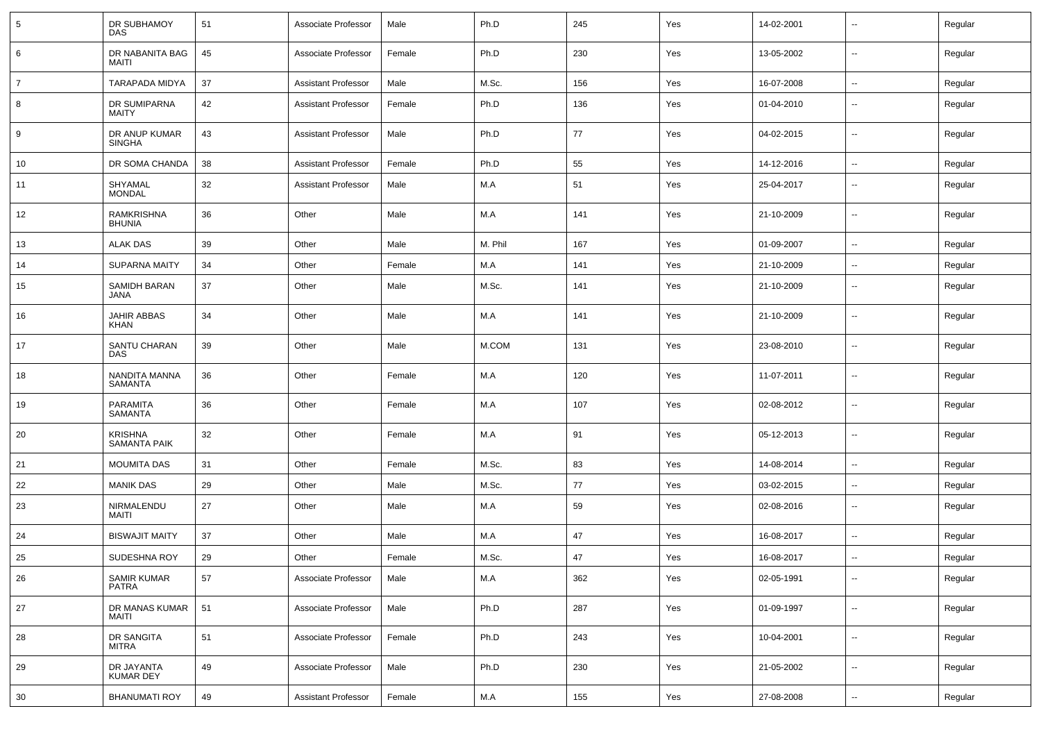| 5 | DR SUBHAMOY DAS | 51 | Associate Professor | Male | Ph.D | 245 | Yes | 14-02-2001 | -- | Regular |
|---|---|---|---|---|---|---|---|---|---|---|
| 6 | DR NABANITA BAG MAITI | 45 | Associate Professor | Female | Ph.D | 230 | Yes | 13-05-2002 | -- | Regular |
| 7 | TARAPADA MIDYA | 37 | Assistant Professor | Male | M.Sc. | 156 | Yes | 16-07-2008 | -- | Regular |
| 8 | DR SUMIPARNA MAITY | 42 | Assistant Professor | Female | Ph.D | 136 | Yes | 01-04-2010 | -- | Regular |
| 9 | DR ANUP KUMAR SINGHA | 43 | Assistant Professor | Male | Ph.D | 77 | Yes | 04-02-2015 | -- | Regular |
| 10 | DR SOMA CHANDA | 38 | Assistant Professor | Female | Ph.D | 55 | Yes | 14-12-2016 | -- | Regular |
| 11 | SHYAMAL MONDAL | 32 | Assistant Professor | Male | M.A | 51 | Yes | 25-04-2017 | -- | Regular |
| 12 | RAMKRISHNA BHUNIA | 36 | Other | Male | M.A | 141 | Yes | 21-10-2009 | -- | Regular |
| 13 | ALAK DAS | 39 | Other | Male | M. Phil | 167 | Yes | 01-09-2007 | -- | Regular |
| 14 | SUPARNA MAITY | 34 | Other | Female | M.A | 141 | Yes | 21-10-2009 | -- | Regular |
| 15 | SAMIDH BARAN JANA | 37 | Other | Male | M.Sc. | 141 | Yes | 21-10-2009 | -- | Regular |
| 16 | JAHIR ABBAS KHAN | 34 | Other | Male | M.A | 141 | Yes | 21-10-2009 | -- | Regular |
| 17 | SANTU CHARAN DAS | 39 | Other | Male | M.COM | 131 | Yes | 23-08-2010 | -- | Regular |
| 18 | NANDITA MANNA SAMANTA | 36 | Other | Female | M.A | 120 | Yes | 11-07-2011 | -- | Regular |
| 19 | PARAMITA SAMANTA | 36 | Other | Female | M.A | 107 | Yes | 02-08-2012 | -- | Regular |
| 20 | KRISHNA SAMANTA PAIK | 32 | Other | Female | M.A | 91 | Yes | 05-12-2013 | -- | Regular |
| 21 | MOUMITA DAS | 31 | Other | Female | M.Sc. | 83 | Yes | 14-08-2014 | -- | Regular |
| 22 | MANIK DAS | 29 | Other | Male | M.Sc. | 77 | Yes | 03-02-2015 | -- | Regular |
| 23 | NIRMALENDU MAITI | 27 | Other | Male | M.A | 59 | Yes | 02-08-2016 | -- | Regular |
| 24 | BISWAJIT MAITY | 37 | Other | Male | M.A | 47 | Yes | 16-08-2017 | -- | Regular |
| 25 | SUDESHNA ROY | 29 | Other | Female | M.Sc. | 47 | Yes | 16-08-2017 | -- | Regular |
| 26 | SAMIR KUMAR PATRA | 57 | Associate Professor | Male | M.A | 362 | Yes | 02-05-1991 | -- | Regular |
| 27 | DR MANAS KUMAR MAITI | 51 | Associate Professor | Male | Ph.D | 287 | Yes | 01-09-1997 | -- | Regular |
| 28 | DR SANGITA MITRA | 51 | Associate Professor | Female | Ph.D | 243 | Yes | 10-04-2001 | -- | Regular |
| 29 | DR JAYANTA KUMAR DEY | 49 | Associate Professor | Male | Ph.D | 230 | Yes | 21-05-2002 | -- | Regular |
| 30 | BHANUMATI ROY | 49 | Assistant Professor | Female | M.A | 155 | Yes | 27-08-2008 | -- | Regular |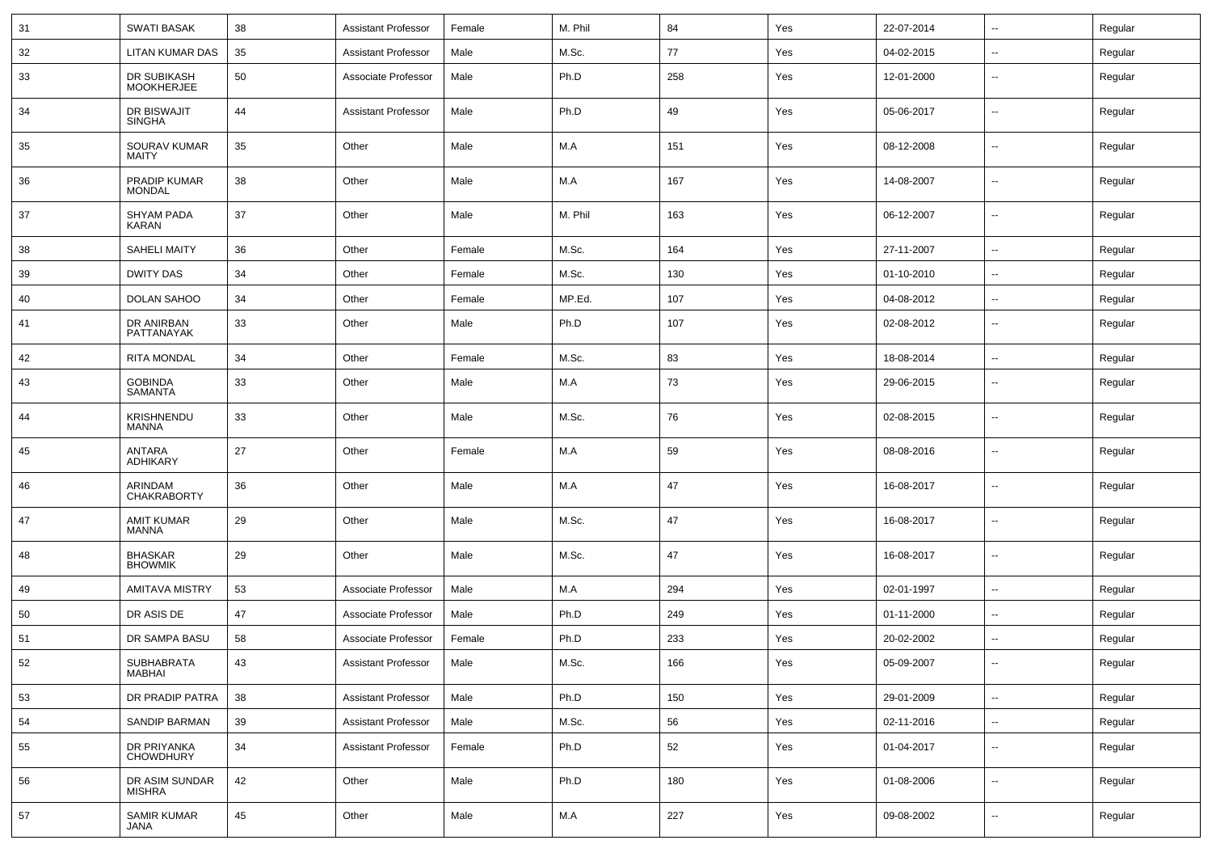| 31 | SWATI BASAK | 38 | Assistant Professor | Female | M. Phil | 84 | Yes | 22-07-2014 | -- | Regular |
|---|---|---|---|---|---|---|---|---|---|---|
| 32 | LITAN KUMAR DAS | 35 | Assistant Professor | Male | M.Sc. | 77 | Yes | 04-02-2015 | -- | Regular |
| 33 | DR SUBIKASH MOOKHERJEE | 50 | Associate Professor | Male | Ph.D | 258 | Yes | 12-01-2000 | -- | Regular |
| 34 | DR BISWAJIT SINGHA | 44 | Assistant Professor | Male | Ph.D | 49 | Yes | 05-06-2017 | -- | Regular |
| 35 | SOURAV KUMAR MAITY | 35 | Other | Male | M.A | 151 | Yes | 08-12-2008 | -- | Regular |
| 36 | PRADIP KUMAR MONDAL | 38 | Other | Male | M.A | 167 | Yes | 14-08-2007 | -- | Regular |
| 37 | SHYAM PADA KARAN | 37 | Other | Male | M. Phil | 163 | Yes | 06-12-2007 | -- | Regular |
| 38 | SAHELI MAITY | 36 | Other | Female | M.Sc. | 164 | Yes | 27-11-2007 | -- | Regular |
| 39 | DWITY DAS | 34 | Other | Female | M.Sc. | 130 | Yes | 01-10-2010 | -- | Regular |
| 40 | DOLAN SAHOO | 34 | Other | Female | MP.Ed. | 107 | Yes | 04-08-2012 | -- | Regular |
| 41 | DR ANIRBAN PATTANAYAK | 33 | Other | Male | Ph.D | 107 | Yes | 02-08-2012 | -- | Regular |
| 42 | RITA MONDAL | 34 | Other | Female | M.Sc. | 83 | Yes | 18-08-2014 | -- | Regular |
| 43 | GOBINDA SAMANTA | 33 | Other | Male | M.A | 73 | Yes | 29-06-2015 | -- | Regular |
| 44 | KRISHNENDU MANNA | 33 | Other | Male | M.Sc. | 76 | Yes | 02-08-2015 | -- | Regular |
| 45 | ANTARA ADHIKARY | 27 | Other | Female | M.A | 59 | Yes | 08-08-2016 | -- | Regular |
| 46 | ARINDAM CHAKRABORTY | 36 | Other | Male | M.A | 47 | Yes | 16-08-2017 | -- | Regular |
| 47 | AMIT KUMAR MANNA | 29 | Other | Male | M.Sc. | 47 | Yes | 16-08-2017 | -- | Regular |
| 48 | BHASKAR BHOWMIK | 29 | Other | Male | M.Sc. | 47 | Yes | 16-08-2017 | -- | Regular |
| 49 | AMITAVA MISTRY | 53 | Associate Professor | Male | M.A | 294 | Yes | 02-01-1997 | -- | Regular |
| 50 | DR ASIS DE | 47 | Associate Professor | Male | Ph.D | 249 | Yes | 01-11-2000 | -- | Regular |
| 51 | DR SAMPA BASU | 58 | Associate Professor | Female | Ph.D | 233 | Yes | 20-02-2002 | -- | Regular |
| 52 | SUBHABRATA MABHAI | 43 | Assistant Professor | Male | M.Sc. | 166 | Yes | 05-09-2007 | -- | Regular |
| 53 | DR PRADIP PATRA | 38 | Assistant Professor | Male | Ph.D | 150 | Yes | 29-01-2009 | -- | Regular |
| 54 | SANDIP BARMAN | 39 | Assistant Professor | Male | M.Sc. | 56 | Yes | 02-11-2016 | -- | Regular |
| 55 | DR PRIYANKA CHOWDHURY | 34 | Assistant Professor | Female | Ph.D | 52 | Yes | 01-04-2017 | -- | Regular |
| 56 | DR ASIM SUNDAR MISHRA | 42 | Other | Male | Ph.D | 180 | Yes | 01-08-2006 | -- | Regular |
| 57 | SAMIR KUMAR JANA | 45 | Other | Male | M.A | 227 | Yes | 09-08-2002 | -- | Regular |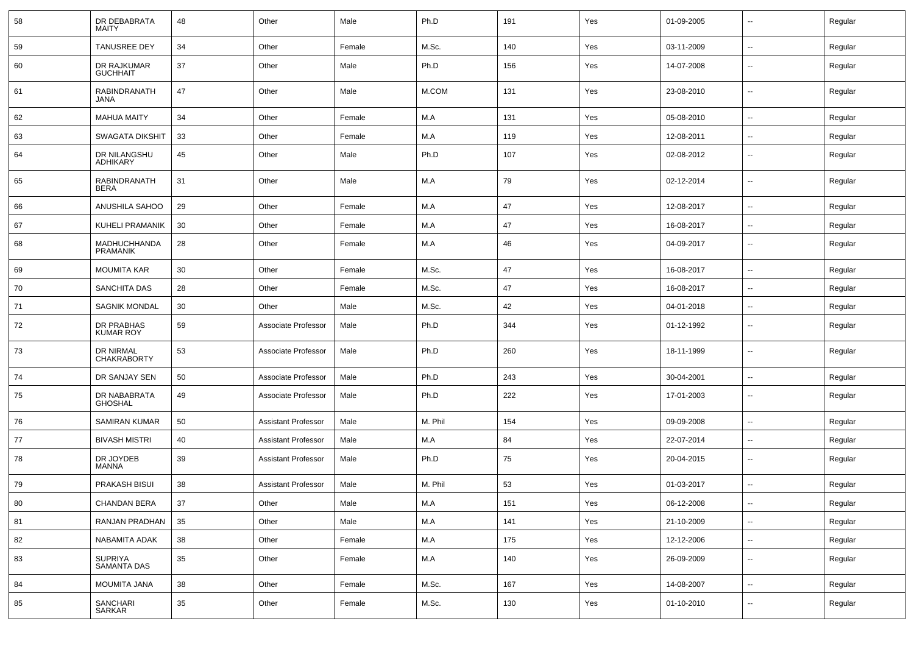| 58 | DR DEBABRATA MAITY | 48 | Other | Male | Ph.D | 191 | Yes | 01-09-2005 | -- | Regular |
|---|---|---|---|---|---|---|---|---|---|---|
| 59 | TANUSREE DEY | 34 | Other | Female | M.Sc. | 140 | Yes | 03-11-2009 | -- | Regular |
| 60 | DR RAJKUMAR GUCHHAIT | 37 | Other | Male | Ph.D | 156 | Yes | 14-07-2008 | -- | Regular |
| 61 | RABINDRANATH JANA | 47 | Other | Male | M.COM | 131 | Yes | 23-08-2010 | -- | Regular |
| 62 | MAHUA MAITY | 34 | Other | Female | M.A | 131 | Yes | 05-08-2010 | -- | Regular |
| 63 | SWAGATA DIKSHIT | 33 | Other | Female | M.A | 119 | Yes | 12-08-2011 | -- | Regular |
| 64 | DR NILANGSHU ADHIKARY | 45 | Other | Male | Ph.D | 107 | Yes | 02-08-2012 | -- | Regular |
| 65 | RABINDRANATH BERA | 31 | Other | Male | M.A | 79 | Yes | 02-12-2014 | -- | Regular |
| 66 | ANUSHILA SAHOO | 29 | Other | Female | M.A | 47 | Yes | 12-08-2017 | -- | Regular |
| 67 | KUHELI PRAMANIK | 30 | Other | Female | M.A | 47 | Yes | 16-08-2017 | -- | Regular |
| 68 | MADHUCHHANDA PRAMANIK | 28 | Other | Female | M.A | 46 | Yes | 04-09-2017 | -- | Regular |
| 69 | MOUMITA KAR | 30 | Other | Female | M.Sc. | 47 | Yes | 16-08-2017 | -- | Regular |
| 70 | SANCHITA DAS | 28 | Other | Female | M.Sc. | 47 | Yes | 16-08-2017 | -- | Regular |
| 71 | SAGNIK MONDAL | 30 | Other | Male | M.Sc. | 42 | Yes | 04-01-2018 | -- | Regular |
| 72 | DR PRABHAS KUMAR ROY | 59 | Associate Professor | Male | Ph.D | 344 | Yes | 01-12-1992 | -- | Regular |
| 73 | DR NIRMAL CHAKRABORTY | 53 | Associate Professor | Male | Ph.D | 260 | Yes | 18-11-1999 | -- | Regular |
| 74 | DR SANJAY SEN | 50 | Associate Professor | Male | Ph.D | 243 | Yes | 30-04-2001 | -- | Regular |
| 75 | DR NABABRATA GHOSHAL | 49 | Associate Professor | Male | Ph.D | 222 | Yes | 17-01-2003 | -- | Regular |
| 76 | SAMIRAN KUMAR | 50 | Assistant Professor | Male | M. Phil | 154 | Yes | 09-09-2008 | -- | Regular |
| 77 | BIVASH MISTRI | 40 | Assistant Professor | Male | M.A | 84 | Yes | 22-07-2014 | -- | Regular |
| 78 | DR JOYDEB MANNA | 39 | Assistant Professor | Male | Ph.D | 75 | Yes | 20-04-2015 | -- | Regular |
| 79 | PRAKASH BISUI | 38 | Assistant Professor | Male | M. Phil | 53 | Yes | 01-03-2017 | -- | Regular |
| 80 | CHANDAN BERA | 37 | Other | Male | M.A | 151 | Yes | 06-12-2008 | -- | Regular |
| 81 | RANJAN PRADHAN | 35 | Other | Male | M.A | 141 | Yes | 21-10-2009 | -- | Regular |
| 82 | NABAMITA ADAK | 38 | Other | Female | M.A | 175 | Yes | 12-12-2006 | -- | Regular |
| 83 | SUPRIYA SAMANTA DAS | 35 | Other | Female | M.A | 140 | Yes | 26-09-2009 | -- | Regular |
| 84 | MOUMITA JANA | 38 | Other | Female | M.Sc. | 167 | Yes | 14-08-2007 | -- | Regular |
| 85 | SANCHARI SARKAR | 35 | Other | Female | M.Sc. | 130 | Yes | 01-10-2010 | -- | Regular |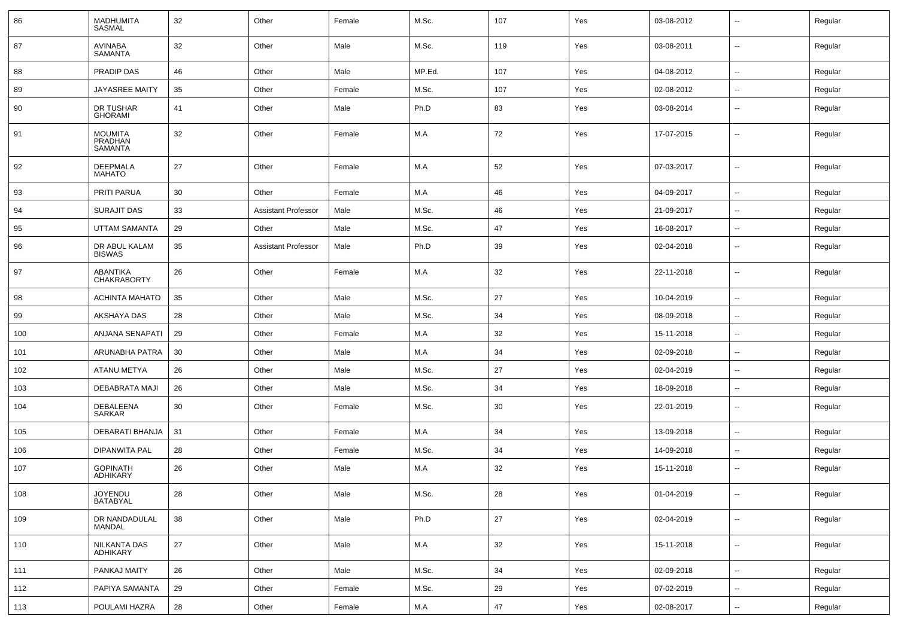| | | | | | | | | | | |
|---|---|---|---|---|---|---|---|---|---|---|
| 86 | MADHUMITA SASMAL | 32 | Other | Female | M.Sc. | 107 | Yes | 03-08-2012 | -- | Regular |
| 87 | AVINABA SAMANTA | 32 | Other | Male | M.Sc. | 119 | Yes | 03-08-2011 | -- | Regular |
| 88 | PRADIP DAS | 46 | Other | Male | MP.Ed. | 107 | Yes | 04-08-2012 | -- | Regular |
| 89 | JAYASREE MAITY | 35 | Other | Female | M.Sc. | 107 | Yes | 02-08-2012 | -- | Regular |
| 90 | DR TUSHAR GHORAMI | 41 | Other | Male | Ph.D | 83 | Yes | 03-08-2014 | -- | Regular |
| 91 | MOUMITA PRADHAN SAMANTA | 32 | Other | Female | M.A | 72 | Yes | 17-07-2015 | -- | Regular |
| 92 | DEEPMALA MAHATO | 27 | Other | Female | M.A | 52 | Yes | 07-03-2017 | -- | Regular |
| 93 | PRITI PARUA | 30 | Other | Female | M.A | 46 | Yes | 04-09-2017 | -- | Regular |
| 94 | SURAJIT DAS | 33 | Assistant Professor | Male | M.Sc. | 46 | Yes | 21-09-2017 | -- | Regular |
| 95 | UTTAM SAMANTA | 29 | Other | Male | M.Sc. | 47 | Yes | 16-08-2017 | -- | Regular |
| 96 | DR ABUL KALAM BISWAS | 35 | Assistant Professor | Male | Ph.D | 39 | Yes | 02-04-2018 | -- | Regular |
| 97 | ABANTIKA CHAKRABORTY | 26 | Other | Female | M.A | 32 | Yes | 22-11-2018 | -- | Regular |
| 98 | ACHINTA MAHATO | 35 | Other | Male | M.Sc. | 27 | Yes | 10-04-2019 | -- | Regular |
| 99 | AKSHAYA DAS | 28 | Other | Male | M.Sc. | 34 | Yes | 08-09-2018 | -- | Regular |
| 100 | ANJANA SENAPATI | 29 | Other | Female | M.A | 32 | Yes | 15-11-2018 | -- | Regular |
| 101 | ARUNABHA PATRA | 30 | Other | Male | M.A | 34 | Yes | 02-09-2018 | -- | Regular |
| 102 | ATANU METYA | 26 | Other | Male | M.Sc. | 27 | Yes | 02-04-2019 | -- | Regular |
| 103 | DEBABRATA MAJI | 26 | Other | Male | M.Sc. | 34 | Yes | 18-09-2018 | -- | Regular |
| 104 | DEBALEENA SARKAR | 30 | Other | Female | M.Sc. | 30 | Yes | 22-01-2019 | -- | Regular |
| 105 | DEBARATI BHANJA | 31 | Other | Female | M.A | 34 | Yes | 13-09-2018 | -- | Regular |
| 106 | DIPANWITA PAL | 28 | Other | Female | M.Sc. | 34 | Yes | 14-09-2018 | -- | Regular |
| 107 | GOPINATH ADHIKARY | 26 | Other | Male | M.A | 32 | Yes | 15-11-2018 | -- | Regular |
| 108 | JOYENDU BATABYAL | 28 | Other | Male | M.Sc. | 28 | Yes | 01-04-2019 | -- | Regular |
| 109 | DR NANDADULAL MANDAL | 38 | Other | Male | Ph.D | 27 | Yes | 02-04-2019 | -- | Regular |
| 110 | NILKANTA DAS ADHIKARY | 27 | Other | Male | M.A | 32 | Yes | 15-11-2018 | -- | Regular |
| 111 | PANKAJ MAITY | 26 | Other | Male | M.Sc. | 34 | Yes | 02-09-2018 | -- | Regular |
| 112 | PAPIYA SAMANTA | 29 | Other | Female | M.Sc. | 29 | Yes | 07-02-2019 | -- | Regular |
| 113 | POULAMI HAZRA | 28 | Other | Female | M.A | 47 | Yes | 02-08-2017 | -- | Regular |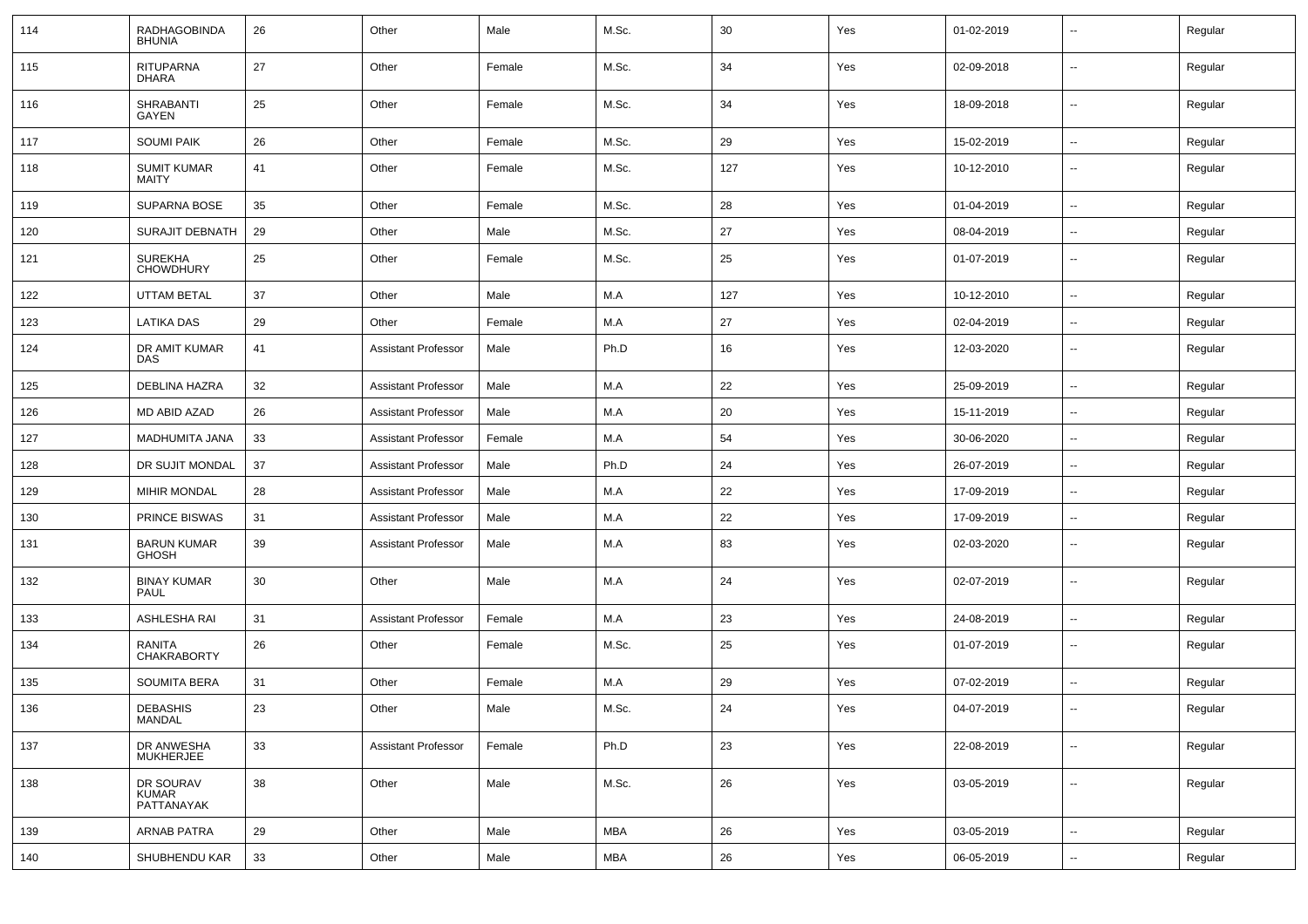| | | | | | | | | | | |
|---|---|---|---|---|---|---|---|---|---|---|
| 114 | RADHAGOBINDA BHUNIA | 26 | Other | Male | M.Sc. | 30 | Yes | 01-02-2019 | -- | Regular |
| 115 | RITUPARNA DHARA | 27 | Other | Female | M.Sc. | 34 | Yes | 02-09-2018 | -- | Regular |
| 116 | SHRABANTI GAYEN | 25 | Other | Female | M.Sc. | 34 | Yes | 18-09-2018 | -- | Regular |
| 117 | SOUMI PAIK | 26 | Other | Female | M.Sc. | 29 | Yes | 15-02-2019 | -- | Regular |
| 118 | SUMIT KUMAR MAITY | 41 | Other | Female | M.Sc. | 127 | Yes | 10-12-2010 | -- | Regular |
| 119 | SUPARNA BOSE | 35 | Other | Female | M.Sc. | 28 | Yes | 01-04-2019 | -- | Regular |
| 120 | SURAJIT DEBNATH | 29 | Other | Male | M.Sc. | 27 | Yes | 08-04-2019 | -- | Regular |
| 121 | SUREKHA CHOWDHURY | 25 | Other | Female | M.Sc. | 25 | Yes | 01-07-2019 | -- | Regular |
| 122 | UTTAM BETAL | 37 | Other | Male | M.A | 127 | Yes | 10-12-2010 | -- | Regular |
| 123 | LATIKA DAS | 29 | Other | Female | M.A | 27 | Yes | 02-04-2019 | -- | Regular |
| 124 | DR AMIT KUMAR DAS | 41 | Assistant Professor | Male | Ph.D | 16 | Yes | 12-03-2020 | -- | Regular |
| 125 | DEBLINA HAZRA | 32 | Assistant Professor | Male | M.A | 22 | Yes | 25-09-2019 | -- | Regular |
| 126 | MD ABID AZAD | 26 | Assistant Professor | Male | M.A | 20 | Yes | 15-11-2019 | -- | Regular |
| 127 | MADHUMITA JANA | 33 | Assistant Professor | Female | M.A | 54 | Yes | 30-06-2020 | -- | Regular |
| 128 | DR SUJIT MONDAL | 37 | Assistant Professor | Male | Ph.D | 24 | Yes | 26-07-2019 | -- | Regular |
| 129 | MIHIR MONDAL | 28 | Assistant Professor | Male | M.A | 22 | Yes | 17-09-2019 | -- | Regular |
| 130 | PRINCE BISWAS | 31 | Assistant Professor | Male | M.A | 22 | Yes | 17-09-2019 | -- | Regular |
| 131 | BARUN KUMAR GHOSH | 39 | Assistant Professor | Male | M.A | 83 | Yes | 02-03-2020 | -- | Regular |
| 132 | BINAY KUMAR PAUL | 30 | Other | Male | M.A | 24 | Yes | 02-07-2019 | -- | Regular |
| 133 | ASHLESHA RAI | 31 | Assistant Professor | Female | M.A | 23 | Yes | 24-08-2019 | -- | Regular |
| 134 | RANITA CHAKRABORTY | 26 | Other | Female | M.Sc. | 25 | Yes | 01-07-2019 | -- | Regular |
| 135 | SOUMITA BERA | 31 | Other | Female | M.A | 29 | Yes | 07-02-2019 | -- | Regular |
| 136 | DEBASHIS MANDAL | 23 | Other | Male | M.Sc. | 24 | Yes | 04-07-2019 | -- | Regular |
| 137 | DR ANWESHA MUKHERJEE | 33 | Assistant Professor | Female | Ph.D | 23 | Yes | 22-08-2019 | -- | Regular |
| 138 | DR SOURAV KUMAR PATTANAYAK | 38 | Other | Male | M.Sc. | 26 | Yes | 03-05-2019 | -- | Regular |
| 139 | ARNAB PATRA | 29 | Other | Male | MBA | 26 | Yes | 03-05-2019 | -- | Regular |
| 140 | SHUBHENDU KAR | 33 | Other | Male | MBA | 26 | Yes | 06-05-2019 | -- | Regular |